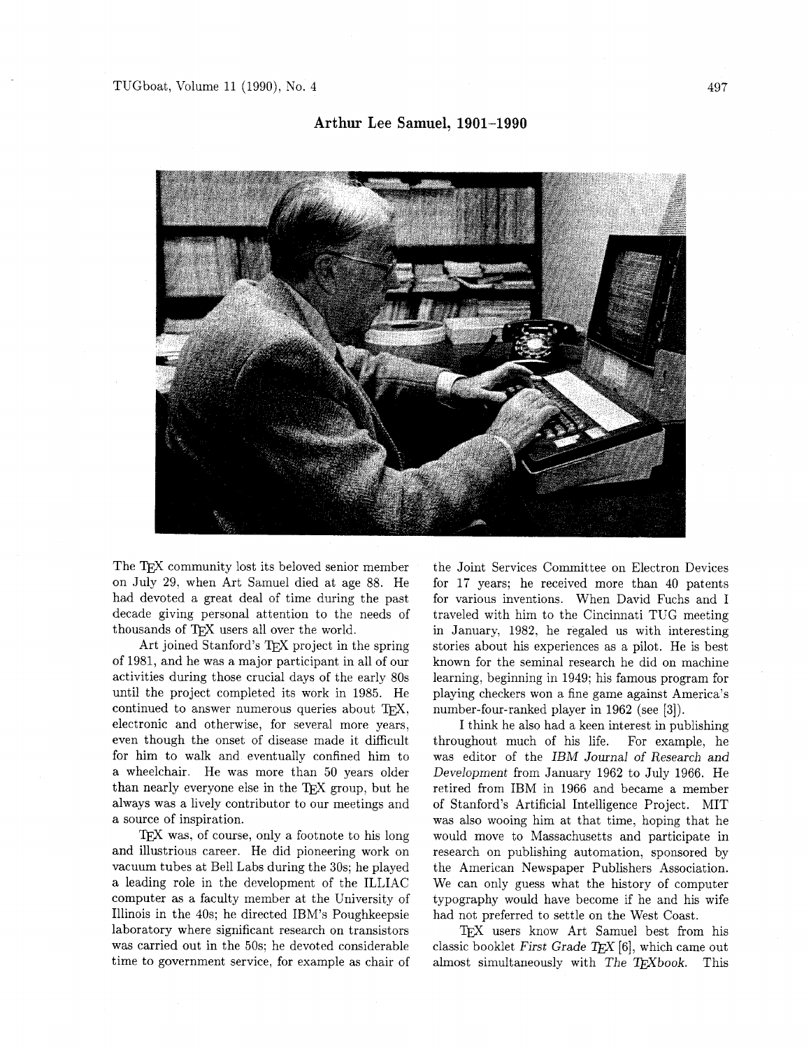# Arthur Lee Samuel, 1901–1990

The TeX community lost its beloved senior member on July 29, when Art Samuel died at age 88. He had devoted a great deal of time during the past decade giving personal attention to the needs of thousands of TeX users all over the world.

Art joined Stanford's TeX project in the spring of 1981, and he was a major participant in all of our activities during those crucial days of the early 80s until the project completed its work in 1985. He continued to answer numerous queries about TeX, electronic and otherwise, for several more years, even though the onset of disease made it difficult for him to walk and eventually confined him to a wheelchair. He was more than 50 years older than nearly everyone else in the TeX group, but he always was a lively contributor to our meetings and a source of inspiration.

TeX was, of course, only a footnote to his long and illustrious career. He did pioneering work on vacuum tubes at Bell Labs during the 30s; he played a leading role in the development of the ILLIAC computer as a faculty member at the University of Illinois in the 40s; he directed IBM's Poughkeepsie laboratory where significant research on transistors was carried out in the 50s; he devoted considerable time to government service, for example as chair of the Joint Services Committee on Electron Devices for 17 years; he received more than 40 patents for various inventions. When David Fuchs and I traveled with him to the Cincinnati TUG meeting in January, 1982, he regaled us with interesting stories about his experiences as a pilot. He is best known for the seminal research he did on machine learning, beginning in 1949; his famous program for playing checkers won a fine game against America's number-four-ranked player in 1962 (see [3]).

I think he also had a keen interest in publishing throughout much of his life. For example, he was editor of the *IBM Journal of Research and Development* from January 1962 to July 1966. He retired from IBM in 1966 and became a member of Stanford's Artificial Intelligence Project. MIT was also wooing him at that time, hoping that he would move to Massachusetts and participate in research on publishing automation, sponsored by the American Newspaper Publishers Association. We can only guess what the history of computer typography would have become if he and his wife had not preferred to settle on the West Coast.

TeX users know Art Samuel best from his classic booklet *First Grade TeX* [6], which came out almost simultaneously with *The TeXbook.* This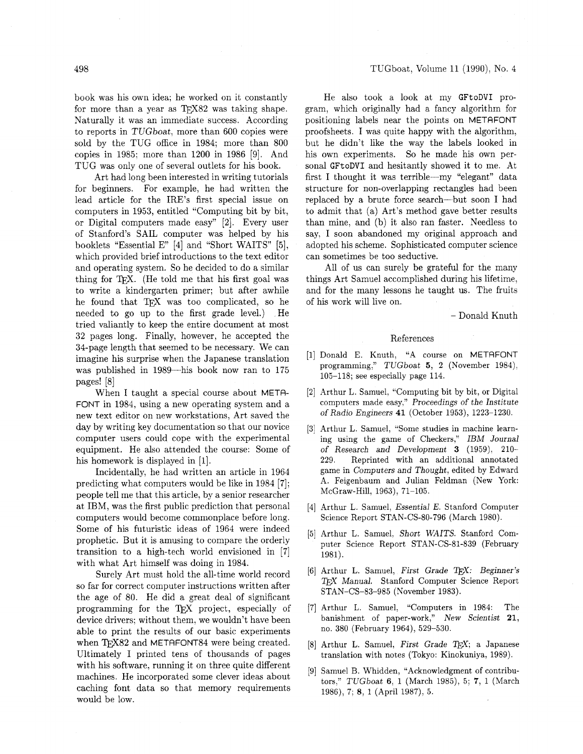book was his own idea; he worked on it constantly for more than a year as TeX82 was taking shape. Naturally it was an immediate success. According to reports in *TUGboat*, more than 600 copies were sold by the TUG office in 1984; more than 800 copies in 1985; more than 1200 in 1986 [9]. And TUG was only one of several outlets for his book.

Art had long been interested in writing tutorials for beginners. For example, he had written the lead article for the IRE's first special issue on computers in 1953, entitled "Computing bit by bit, or Digital computers made easy" [2]. Every user of Stanford's SAIL computer was helped by his booklets "Essential E" [4] and "Short WAITS" [5], which provided brief introductions to the text editor and operating system. So he decided to do a similar thing for TeX. (He told me that his first goal was to write a kindergarten primer; but after awhile he found that TeX was too complicated, so he needed to go up to the first grade level.) He tried valiantly to keep the entire document at most 32 pages long. Finally, however, he accepted the 34-page length that seemed to be necessary. We can imagine his surprise when the Japanese translation was published in 1989—his book now ran to 175 pages! [8]

When I taught a special course about METAFONT in 1984, using a new operating system and a new text editor on new workstations, Art saved the day by writing key documentation so that our novice computer users could cope with the experimental equipment. He also attended the course: Some of his homework is displayed in [1].

Incidentally, he had written an article in 1964 predicting what computers would be like in 1984 [7]; people tell me that this article, by a senior researcher at IBM, was the first public prediction that personal computers would become commonplace before long. Some of his futuristic ideas of 1964 were indeed prophetic. But it is amusing to compare the orderly transition to a high-tech world envisioned in [7] with what Art himself was doing in 1984.

Surely Art must hold the all-time world record so far for correct computer instructions written after the age of 80. He did a great deal of significant programming for the TeX project, especially of device drivers; without them, we wouldn't have been able to print the results of our basic experiments when TeX82 and METAFONT84 were being created. Ultimately I printed tens of thousands of pages with his software, running it on three quite different machines. He incorporated some clever ideas about caching font data so that memory requirements would be low.

He also took a look at my GFtoDVI program, which originally had a fancy algorithm for positioning labels near the points on METAFONT proofsheets. I was quite happy with the algorithm, but he didn't like the way the labels looked in his own experiments. So he made his own personal GFtoDVI and hesitantly showed it to me. At first I thought it was terrible—my "elegant" data structure for non-overlapping rectangles had been replaced by a brute force search—but soon I had to admit that (a) Art's method gave better results than mine, and (b) it also ran faster. Needless to say, I soon abandoned my original approach and adopted his scheme. Sophisticated computer science can sometimes be too seductive.

All of us can surely be grateful for the many things Art Samuel accomplished during his lifetime, and for the many lessons he taught us. The fruits of his work will live on.

– Donald Knuth

## References

[1] Donald E. Knuth, "A course on METAFONT programming," *TUGboat* **5**, 2 (November 1984), 105–118; see especially page 114.

[2] Arthur L. Samuel, "Computing bit by bit, or Digital computers made easy," *Proceedings of the Institute of Radio Engineers* **41** (October 1953), 1223–1230.

[3] Arthur L. Samuel, "Some studies in machine learning using the game of Checkers," *IBM Journal of Research and Development* **3** (1959), 210–229. Reprinted with an additional annotated game in *Computers and Thought*, edited by Edward A. Feigenbaum and Julian Feldman (New York: McGraw-Hill, 1963), 71–105.

[4] Arthur L. Samuel, *Essential E*. Stanford Computer Science Report STAN-CS-80-796 (March 1980).

[5] Arthur L. Samuel, *Short WAITS*. Stanford Computer Science Report STAN-CS-81-839 (February 1981).

[6] Arthur L. Samuel, *First Grade TeX: Beginner's TeX Manual*. Stanford Computer Science Report STAN-CS-83-985 (November 1983).

[7] Arthur L. Samuel, "Computers in 1984: The banishment of paper-work," *New Scientist* **21**, no. 380 (February 1964), 529–530.

[8] Arthur L. Samuel, *First Grade TeX*; a Japanese translation with notes (Tokyo: Kinokuniya, 1989).

[9] Samuel B. Whidden, "Acknowledgment of contributors," *TUGboat* **6**, 1 (March 1985), 5; **7**, 1 (March 1986), 7; **8**, 1 (April 1987), 5.